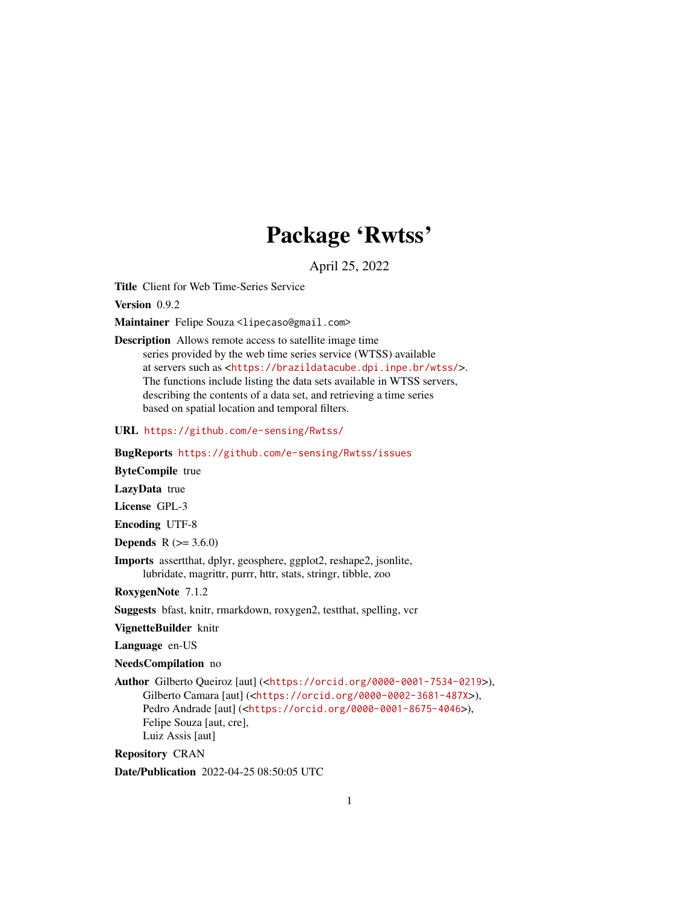# Package 'Rwtss'

April 25, 2022

**Title** Client for Web Time-Series Service

**Version** 0.9.2

**Maintainer** Felipe Souza <lipecaso@gmail.com>

**Description** Allows remote access to satellite image time series provided by the web time series service (WTSS) available at servers such as <https://brazildatacube.dpi.inpe.br/wtss/>. The functions include listing the data sets available in WTSS servers, describing the contents of a data set, and retrieving a time series based on spatial location and temporal filters.

**URL** https://github.com/e-sensing/Rwtss/

**BugReports** https://github.com/e-sensing/Rwtss/issues

**ByteCompile** true

**LazyData** true

**License** GPL-3

**Encoding** UTF-8

**Depends** R (>= 3.6.0)

**Imports** assertthat, dplyr, geosphere, ggplot2, reshape2, jsonlite, lubridate, magrittr, purrr, httr, stats, stringr, tibble, zoo

**RoxygenNote** 7.1.2

**Suggests** bfast, knitr, rmarkdown, roxygen2, testthat, spelling, vcr

**VignetteBuilder** knitr

**Language** en-US

**NeedsCompilation** no

**Author** Gilberto Queiroz [aut] (<https://orcid.org/0000-0001-7534-0219>), Gilberto Camara [aut] (<https://orcid.org/0000-0002-3681-487X>), Pedro Andrade [aut] (<https://orcid.org/0000-0001-8675-4046>), Felipe Souza [aut, cre], Luiz Assis [aut]

**Repository** CRAN

**Date/Publication** 2022-04-25 08:50:05 UTC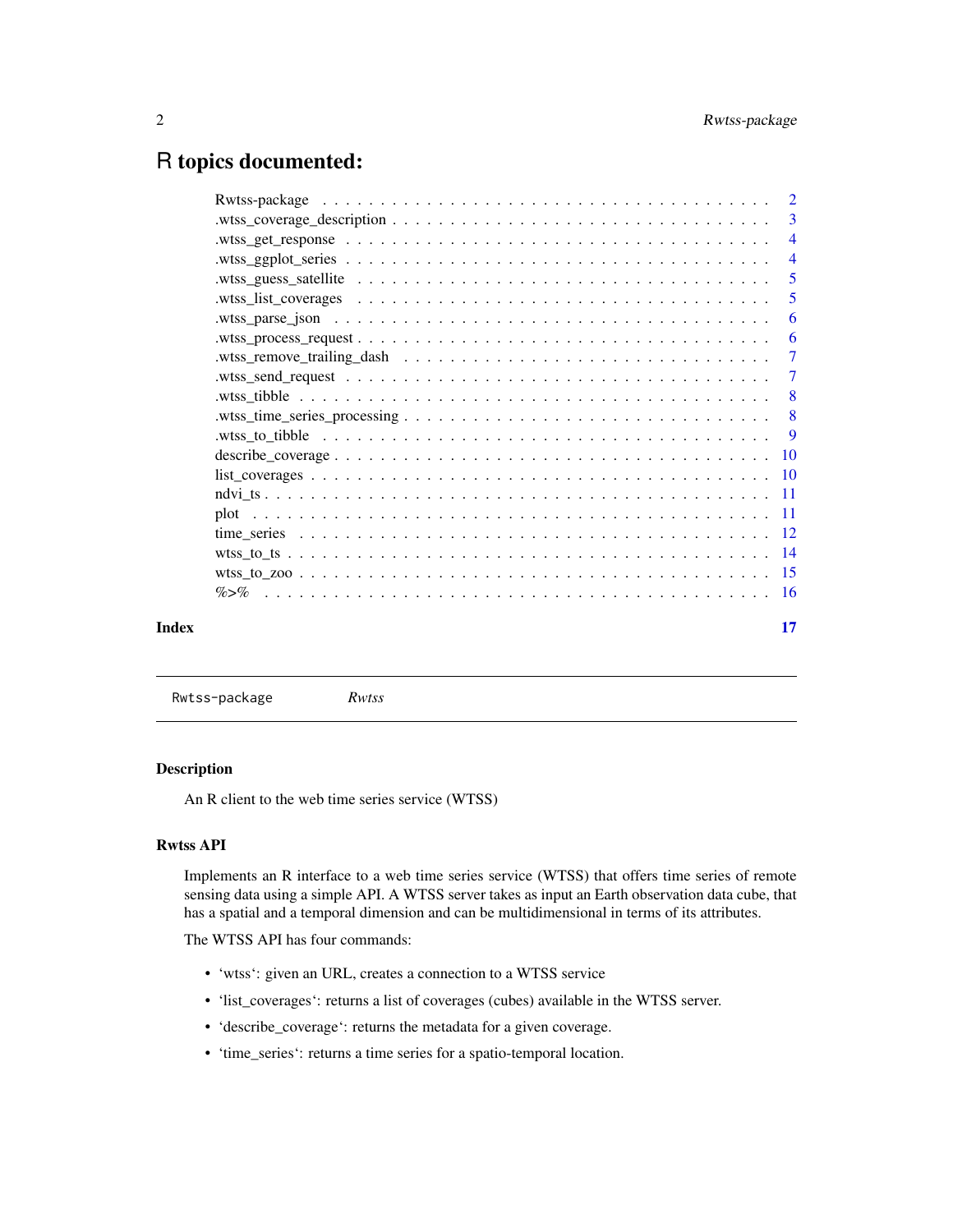# R topics documented:

| | |
|---|---|
| Rwtss-package | 2 |
| .wtss_coverage_description | 3 |
| .wtss_get_response | 4 |
| .wtss_ggplot_series | 4 |
| .wtss_guess_satellite | 5 |
| .wtss_list_coverages | 5 |
| .wtss_parse_json | 6 |
| .wtss_process_request | 6 |
| .wtss_remove_trailing_dash | 7 |
| .wtss_send_request | 7 |
| .wtss_tibble | 8 |
| .wtss_time_series_processing | 8 |
| .wtss_to_tibble | 9 |
| describe_coverage | 10 |
| list_coverages | 10 |
| ndvi_ts | 11 |
| plot | 11 |
| time_series | 12 |
| wtss_to_ts | 14 |
| wtss_to_zoo | 15 |
| %>% | 16 |

**Index** **17**

---

`Rwtss-package` *Rwtss*

---

## Description

An R client to the web time series service (WTSS)

## Rwtss API

Implements an R interface to a web time series service (WTSS) that offers time series of remote sensing data using a simple API. A WTSS server takes as input an Earth observation data cube, that has a spatial and a temporal dimension and can be multidimensional in terms of its attributes.

The WTSS API has four commands:

- 'wtss': given an URL, creates a connection to a WTSS service
- 'list_coverages': returns a list of coverages (cubes) available in the WTSS server.
- 'describe_coverage': returns the metadata for a given coverage.
- 'time_series': returns a time series for a spatio-temporal location.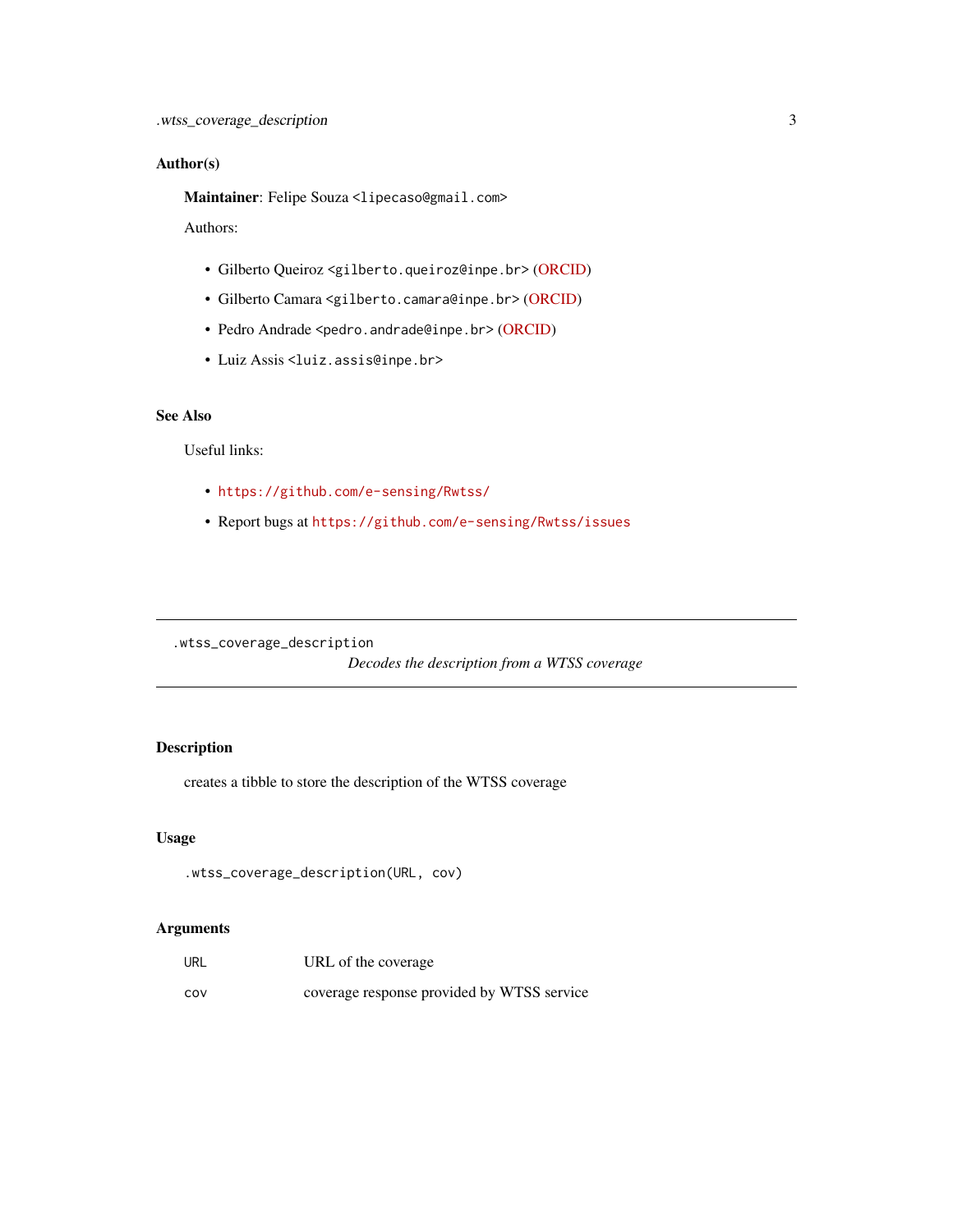## Author(s)

**Maintainer**: Felipe Souza <lipecaso@gmail.com>

Authors:

- Gilberto Queiroz <gilberto.queiroz@inpe.br> (ORCID)
- Gilberto Camara <gilberto.camara@inpe.br> (ORCID)
- Pedro Andrade <pedro.andrade@inpe.br> (ORCID)
- Luiz Assis <luiz.assis@inpe.br>

## See Also

Useful links:

- https://github.com/e-sensing/Rwtss/
- Report bugs at https://github.com/e-sensing/Rwtss/issues

---

`.wtss_coverage_description` *Decodes the description from a WTSS coverage*

---

## Description

creates a tibble to store the description of the WTSS coverage

## Usage

```
.wtss_coverage_description(URL, cov)
```

## Arguments

| | |
|---|---|
| URL | URL of the coverage |
| cov | coverage response provided by WTSS service |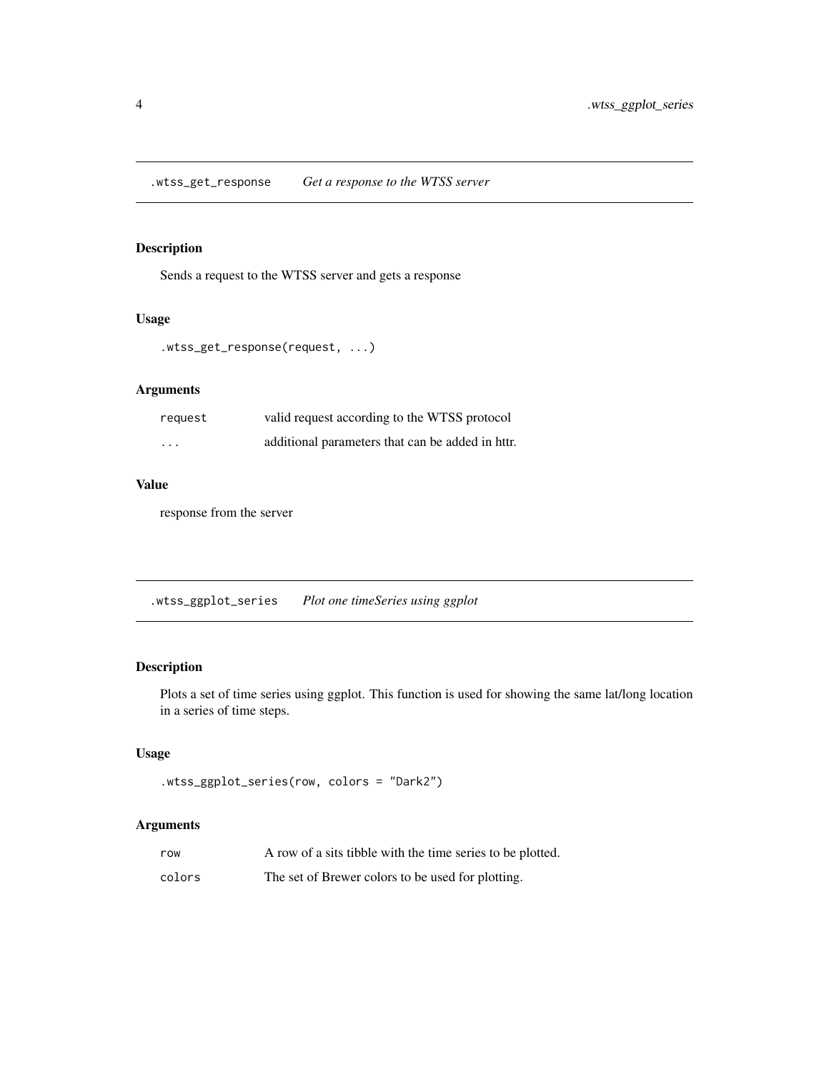## .wtss_get_response *Get a response to the WTSS server*

### Description

Sends a request to the WTSS server and gets a response

### Usage

```
.wtss_get_response(request, ...)
```

### Arguments

| | |
|---|---|
| request | valid request according to the WTSS protocol |
| ... | additional parameters that can be added in httr. |

### Value

response from the server

## .wtss_ggplot_series *Plot one timeSeries using ggplot*

### Description

Plots a set of time series using ggplot. This function is used for showing the same lat/long location in a series of time steps.

### Usage

```
.wtss_ggplot_series(row, colors = "Dark2")
```

### Arguments

| | |
|---|---|
| row | A row of a sits tibble with the time series to be plotted. |
| colors | The set of Brewer colors to be used for plotting. |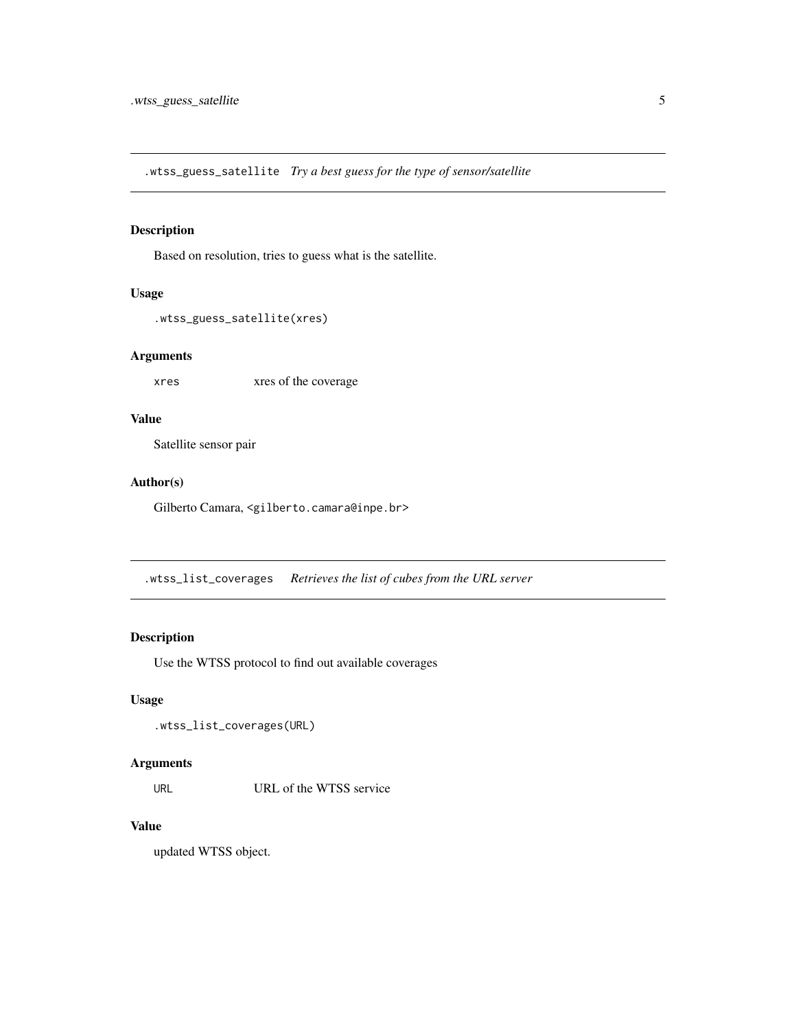## .wtss_guess_satellite *Try a best guess for the type of sensor/satellite*

### Description

Based on resolution, tries to guess what is the satellite.

### Usage

```
.wtss_guess_satellite(xres)
```

### Arguments

| | |
|---|---|
| xres | xres of the coverage |

### Value

Satellite sensor pair

### Author(s)

Gilberto Camara, <gilberto.camara@inpe.br>

## .wtss_list_coverages *Retrieves the list of cubes from the URL server*

### Description

Use the WTSS protocol to find out available coverages

### Usage

```
.wtss_list_coverages(URL)
```

### Arguments

| | |
|---|---|
| URL | URL of the WTSS service |

### Value

updated WTSS object.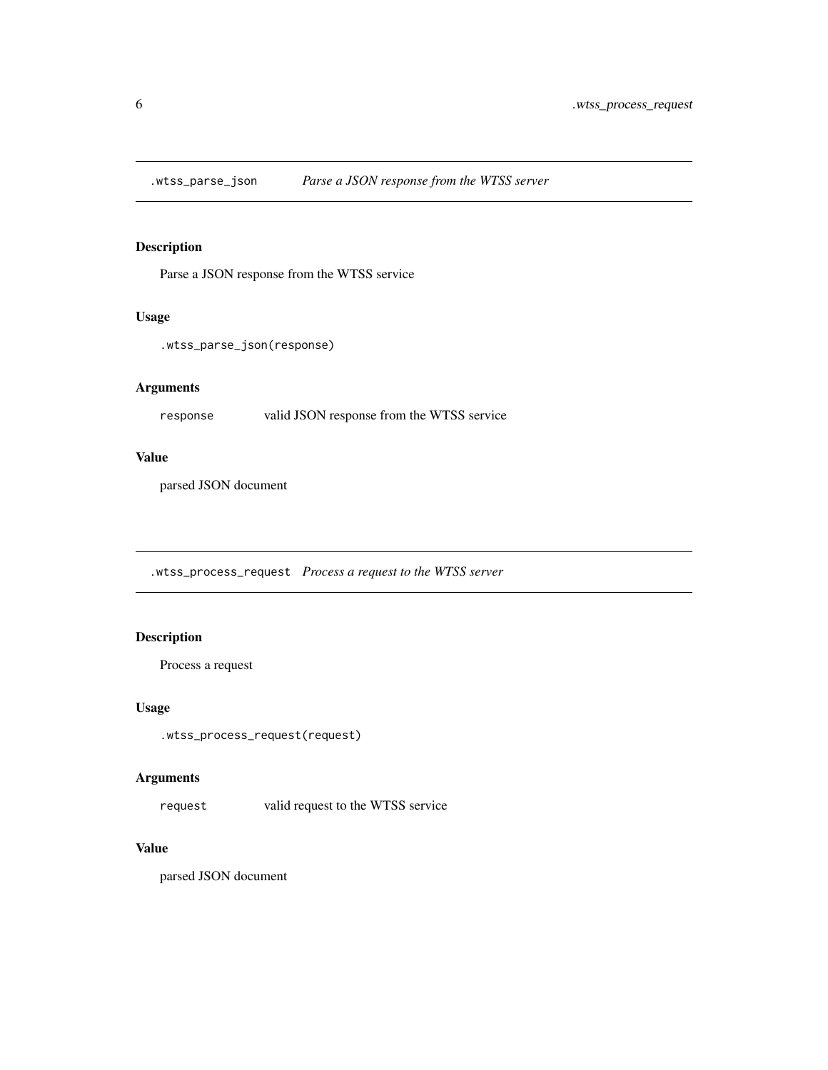## .wtss_parse_json *Parse a JSON response from the WTSS server*

### Description

Parse a JSON response from the WTSS service

### Usage

```
.wtss_parse_json(response)
```

### Arguments

| | |
|---|---|
| response | valid JSON response from the WTSS service |

### Value

parsed JSON document

## .wtss_process_request *Process a request to the WTSS server*

### Description

Process a request

### Usage

```
.wtss_process_request(request)
```

### Arguments

| | |
|---|---|
| request | valid request to the WTSS service |

### Value

parsed JSON document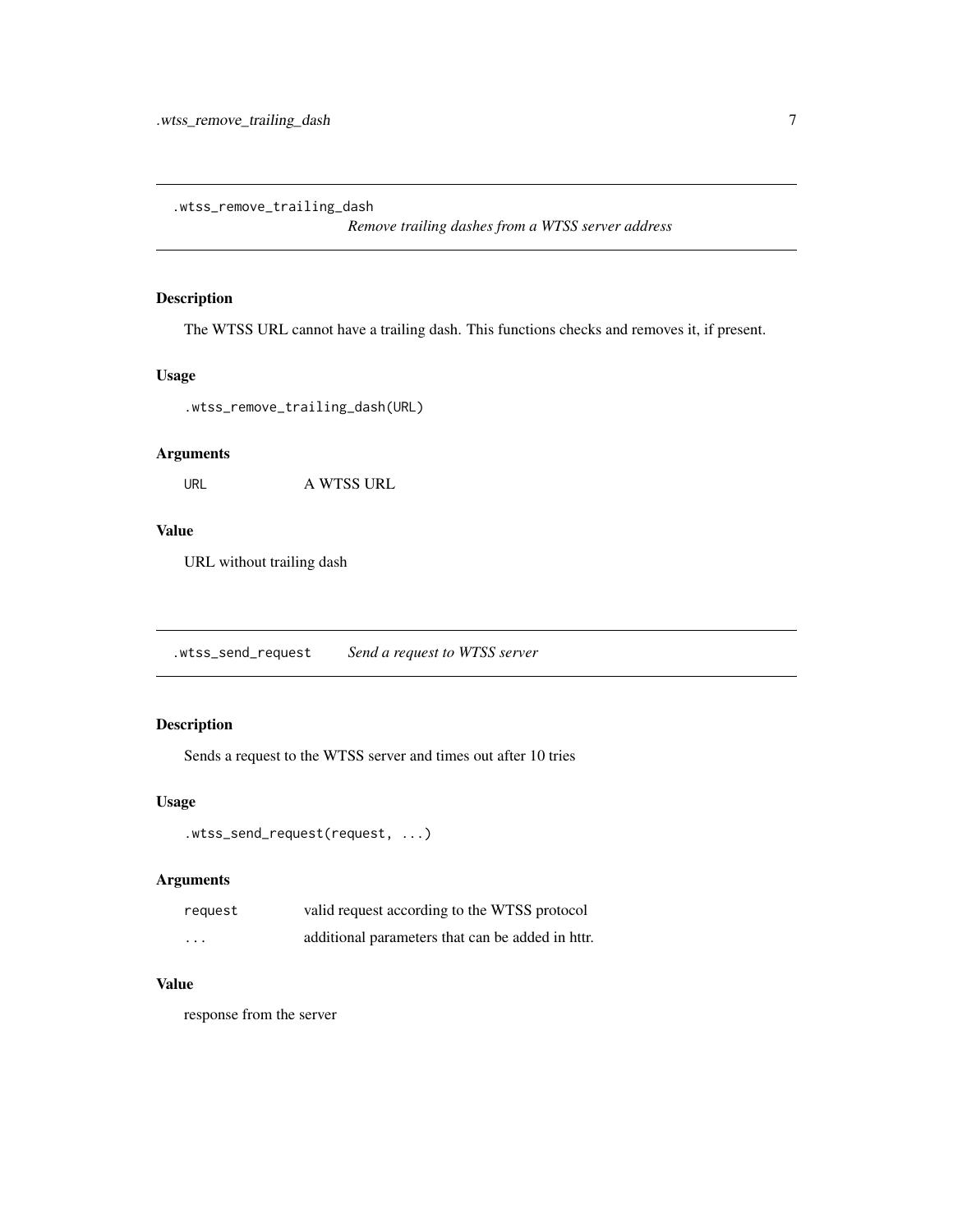## .wtss_remove_trailing_dash — *Remove trailing dashes from a WTSS server address*

### Description

The WTSS URL cannot have a trailing dash. This functions checks and removes it, if present.

### Usage

```
.wtss_remove_trailing_dash(URL)
```

### Arguments

| | |
|---|---|
| URL | A WTSS URL |

### Value

URL without trailing dash

## .wtss_send_request — *Send a request to WTSS server*

### Description

Sends a request to the WTSS server and times out after 10 tries

### Usage

```
.wtss_send_request(request, ...)
```

### Arguments

| | |
|---|---|
| request | valid request according to the WTSS protocol |
| ... | additional parameters that can be added in httr. |

### Value

response from the server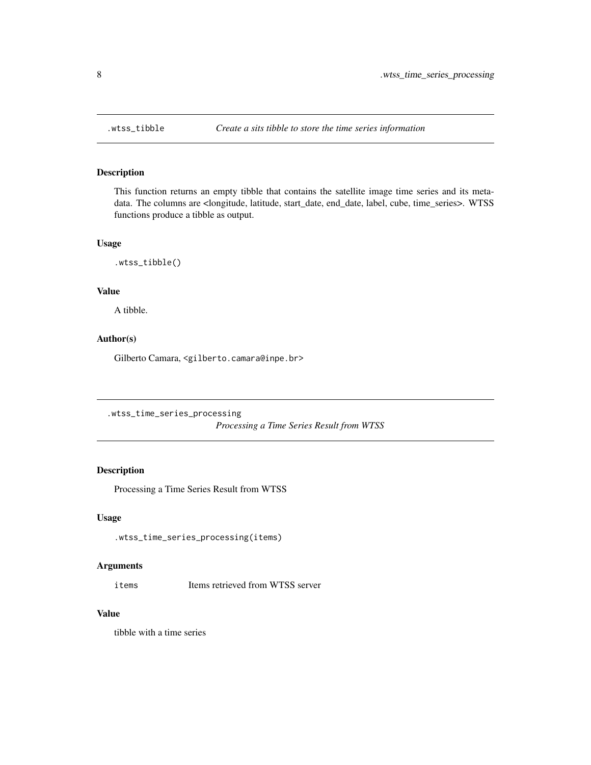## .wtss_tibble — *Create a sits tibble to store the time series information*

### Description

This function returns an empty tibble that contains the satellite image time series and its metadata. The columns are <longitude, latitude, start_date, end_date, label, cube, time_series>. WTSS functions produce a tibble as output.

### Usage

```
.wtss_tibble()
```

### Value

A tibble.

### Author(s)

Gilberto Camara, <gilberto.camara@inpe.br>

## .wtss_time_series_processing — *Processing a Time Series Result from WTSS*

### Description

Processing a Time Series Result from WTSS

### Usage

```
.wtss_time_series_processing(items)
```

### Arguments

| | |
|---|---|
| items | Items retrieved from WTSS server |

### Value

tibble with a time series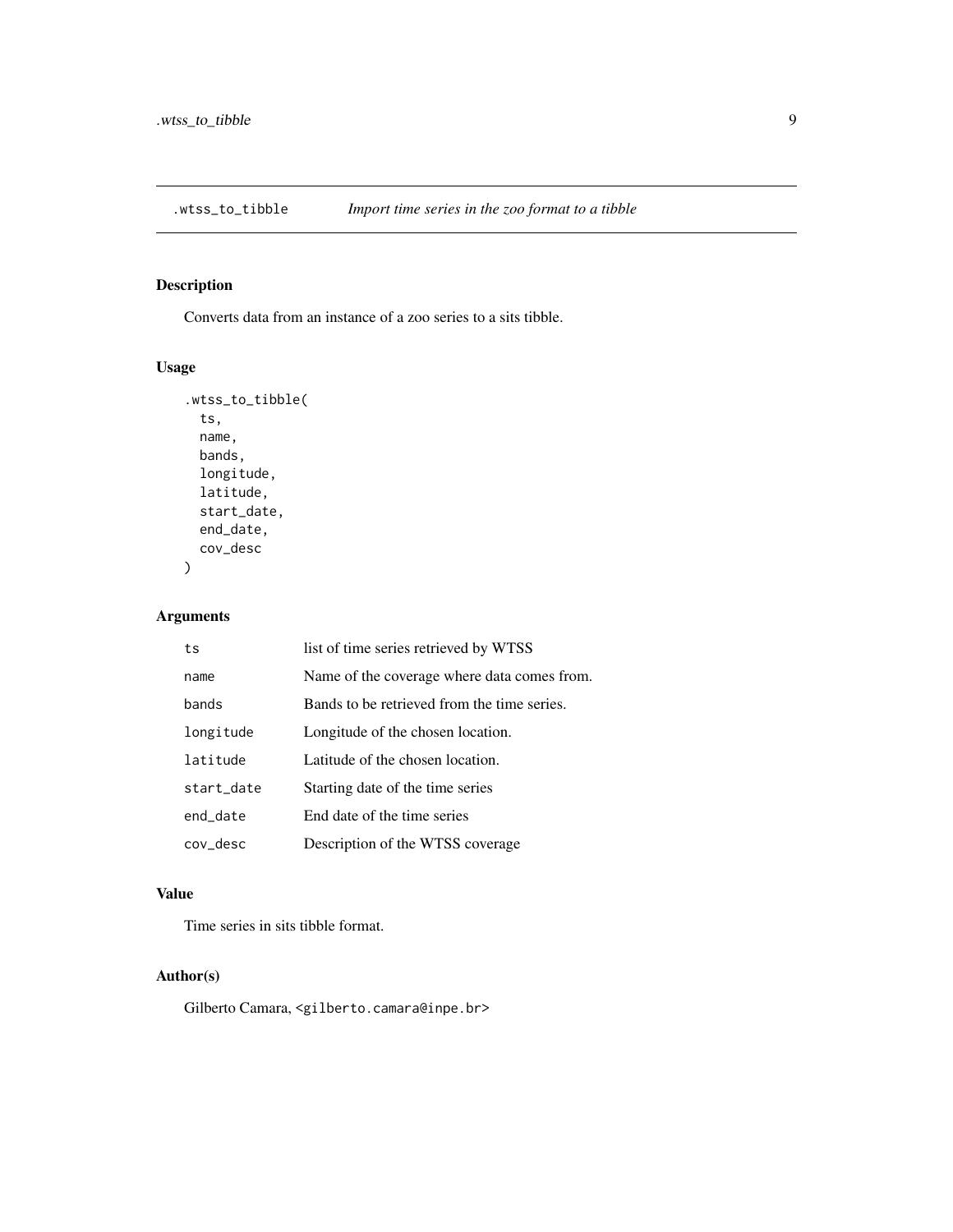## .wtss_to_tibble *Import time series in the zoo format to a tibble*

### Description

Converts data from an instance of a zoo series to a sits tibble.

### Usage

```
.wtss_to_tibble(
  ts,
  name,
  bands,
  longitude,
  latitude,
  start_date,
  end_date,
  cov_desc
)
```

### Arguments

| | |
|---|---|
| ts | list of time series retrieved by WTSS |
| name | Name of the coverage where data comes from. |
| bands | Bands to be retrieved from the time series. |
| longitude | Longitude of the chosen location. |
| latitude | Latitude of the chosen location. |
| start_date | Starting date of the time series |
| end_date | End date of the time series |
| cov_desc | Description of the WTSS coverage |

### Value

Time series in sits tibble format.

### Author(s)

Gilberto Camara, <gilberto.camara@inpe.br>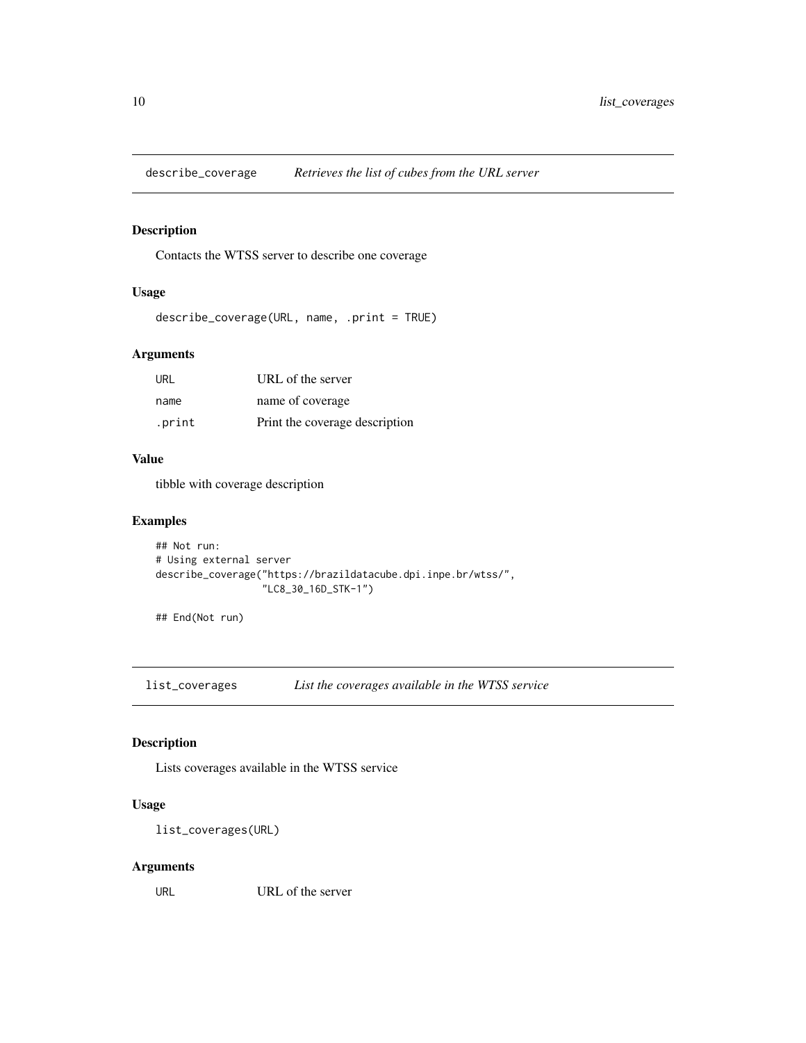## describe_coverage *Retrieves the list of cubes from the URL server*

### Description

Contacts the WTSS server to describe one coverage

### Usage

```
describe_coverage(URL, name, .print = TRUE)
```

### Arguments

| | |
|---|---|
| `URL` | URL of the server |
| `name` | name of coverage |
| `.print` | Print the coverage description |

### Value

tibble with coverage description

### Examples

```
## Not run:
# Using external server
describe_coverage("https://brazildatacube.dpi.inpe.br/wtss/",
                  "LC8_30_16D_STK-1")

## End(Not run)
```

## list_coverages *List the coverages available in the WTSS service*

### Description

Lists coverages available in the WTSS service

### Usage

```
list_coverages(URL)
```

### Arguments

| | |
|---|---|
| `URL` | URL of the server |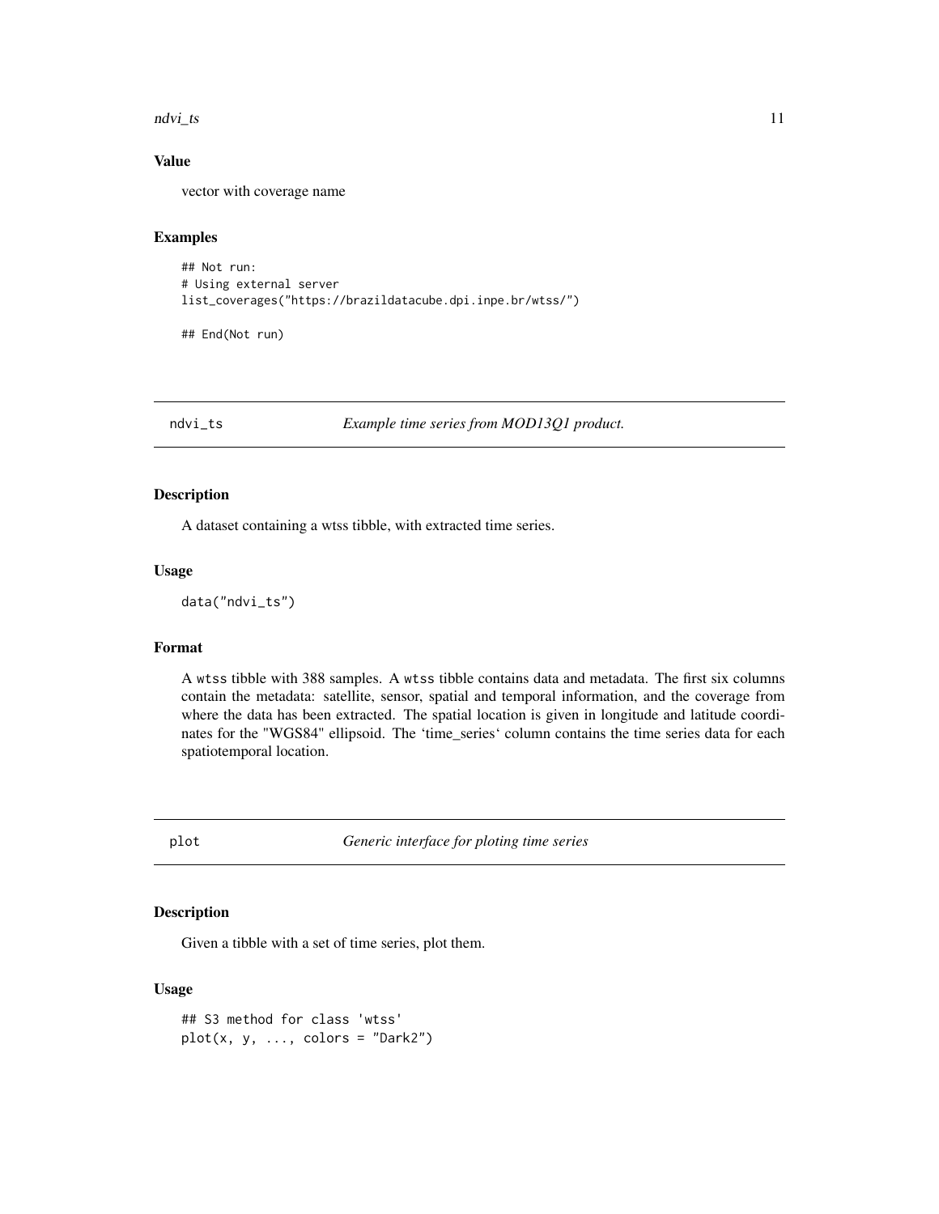### Value

vector with coverage name

### Examples

```
## Not run:
# Using external server
list_coverages("https://brazildatacube.dpi.inpe.br/wtss/")

## End(Not run)
```

---

## ndvi_ts — *Example time series from MOD13Q1 product.*

---

### Description

A dataset containing a wtss tibble, with extracted time series.

### Usage

```
data("ndvi_ts")
```

### Format

A `wtss` tibble with 388 samples. A `wtss` tibble contains data and metadata. The first six columns contain the metadata: satellite, sensor, spatial and temporal information, and the coverage from where the data has been extracted. The spatial location is given in longitude and latitude coordinates for the "WGS84" ellipsoid. The 'time_series' column contains the time series data for each spatiotemporal location.

---

## plot — *Generic interface for ploting time series*

---

### Description

Given a tibble with a set of time series, plot them.

### Usage

```
## S3 method for class 'wtss'
plot(x, y, ..., colors = "Dark2")
```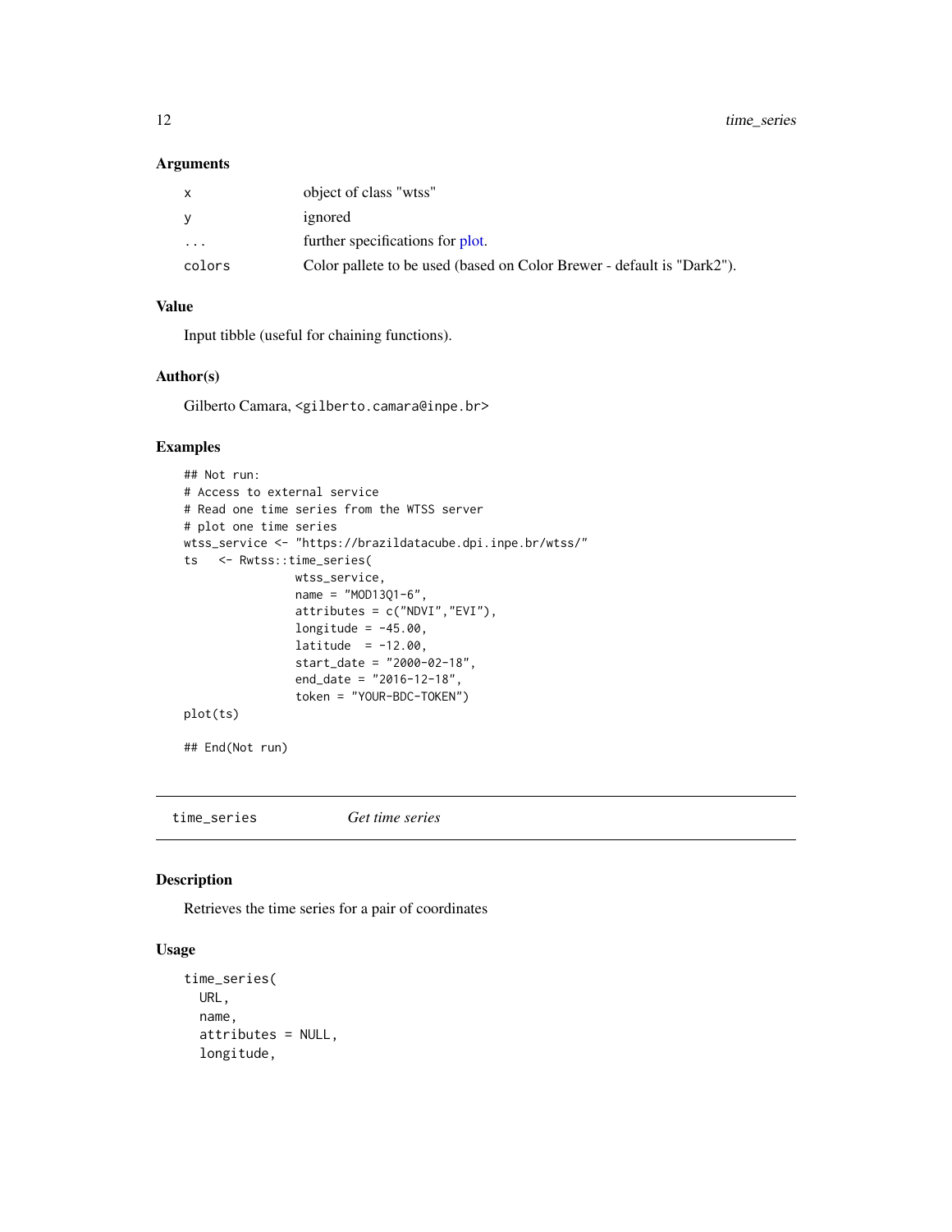### Arguments

| | |
|---|---|
| x | object of class "wtss" |
| y | ignored |
| ... | further specifications for plot. |
| colors | Color pallete to be used (based on Color Brewer - default is "Dark2"). |

### Value

Input tibble (useful for chaining functions).

### Author(s)

Gilberto Camara, <gilberto.camara@inpe.br>

### Examples

```
## Not run:
# Access to external service
# Read one time series from the WTSS server
# plot one time series
wtss_service <- "https://brazildatacube.dpi.inpe.br/wtss/"
ts   <- Rwtss::time_series(
               wtss_service,
               name = "MOD13Q1-6",
               attributes = c("NDVI","EVI"),
               longitude = -45.00,
               latitude  = -12.00,
               start_date = "2000-02-18",
               end_date = "2016-12-18",
               token = "YOUR-BDC-TOKEN")
plot(ts)

## End(Not run)
```

---

## time_series          *Get time series*

---

### Description

Retrieves the time series for a pair of coordinates

### Usage

```
time_series(
  URL,
  name,
  attributes = NULL,
  longitude,
```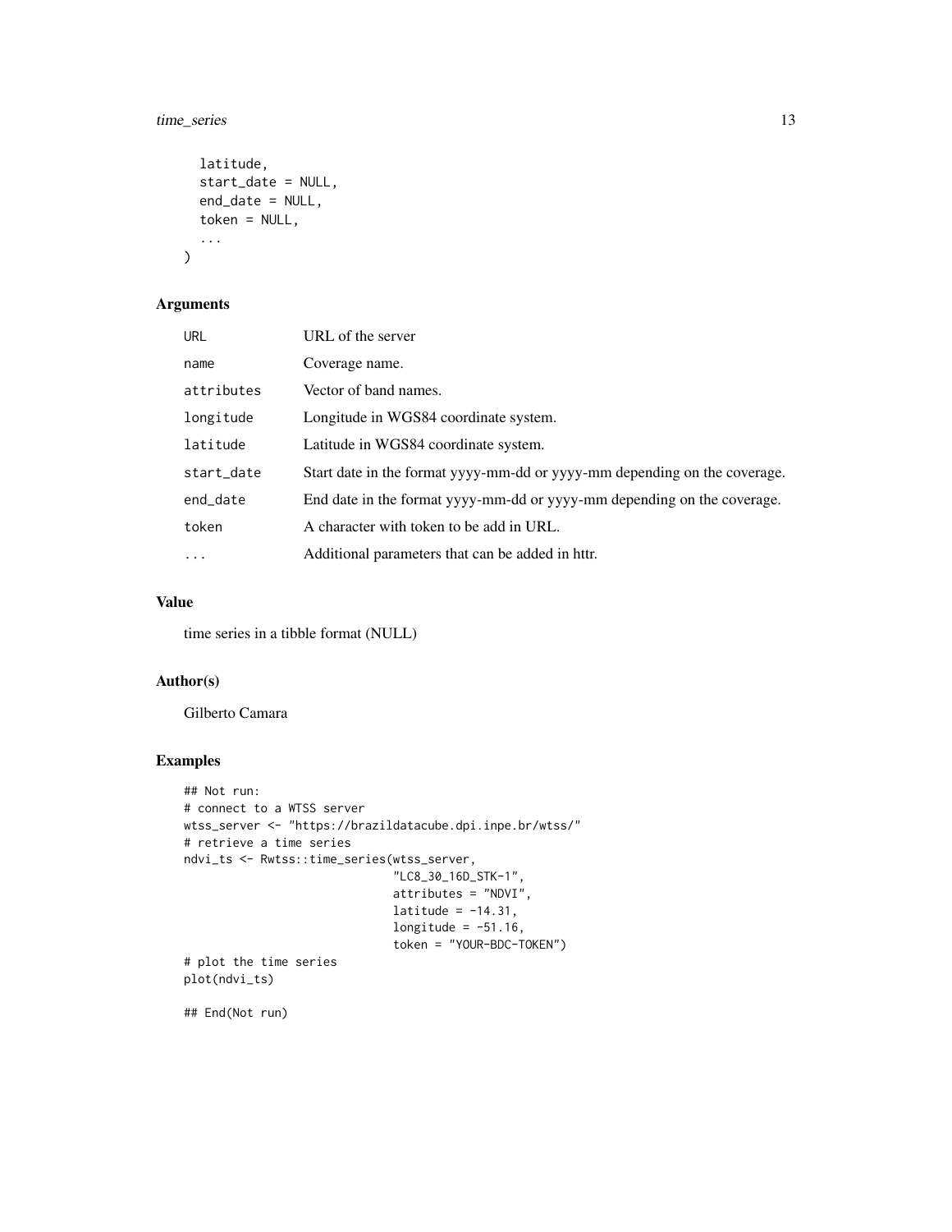```
  latitude,
  start_date = NULL,
  end_date = NULL,
  token = NULL,
  ...
)
```

## Arguments

| | |
|---|---|
| URL | URL of the server |
| name | Coverage name. |
| attributes | Vector of band names. |
| longitude | Longitude in WGS84 coordinate system. |
| latitude | Latitude in WGS84 coordinate system. |
| start_date | Start date in the format yyyy-mm-dd or yyyy-mm depending on the coverage. |
| end_date | End date in the format yyyy-mm-dd or yyyy-mm depending on the coverage. |
| token | A character with token to be add in URL. |
| ... | Additional parameters that can be added in httr. |

## Value

time series in a tibble format (NULL)

## Author(s)

Gilberto Camara

## Examples

```
## Not run:
# connect to a WTSS server
wtss_server <- "https://brazildatacube.dpi.inpe.br/wtss/"
# retrieve a time series
ndvi_ts <- Rwtss::time_series(wtss_server,
                              "LC8_30_16D_STK-1",
                              attributes = "NDVI",
                              latitude = -14.31,
                              longitude = -51.16,
                              token = "YOUR-BDC-TOKEN")
# plot the time series
plot(ndvi_ts)

## End(Not run)
```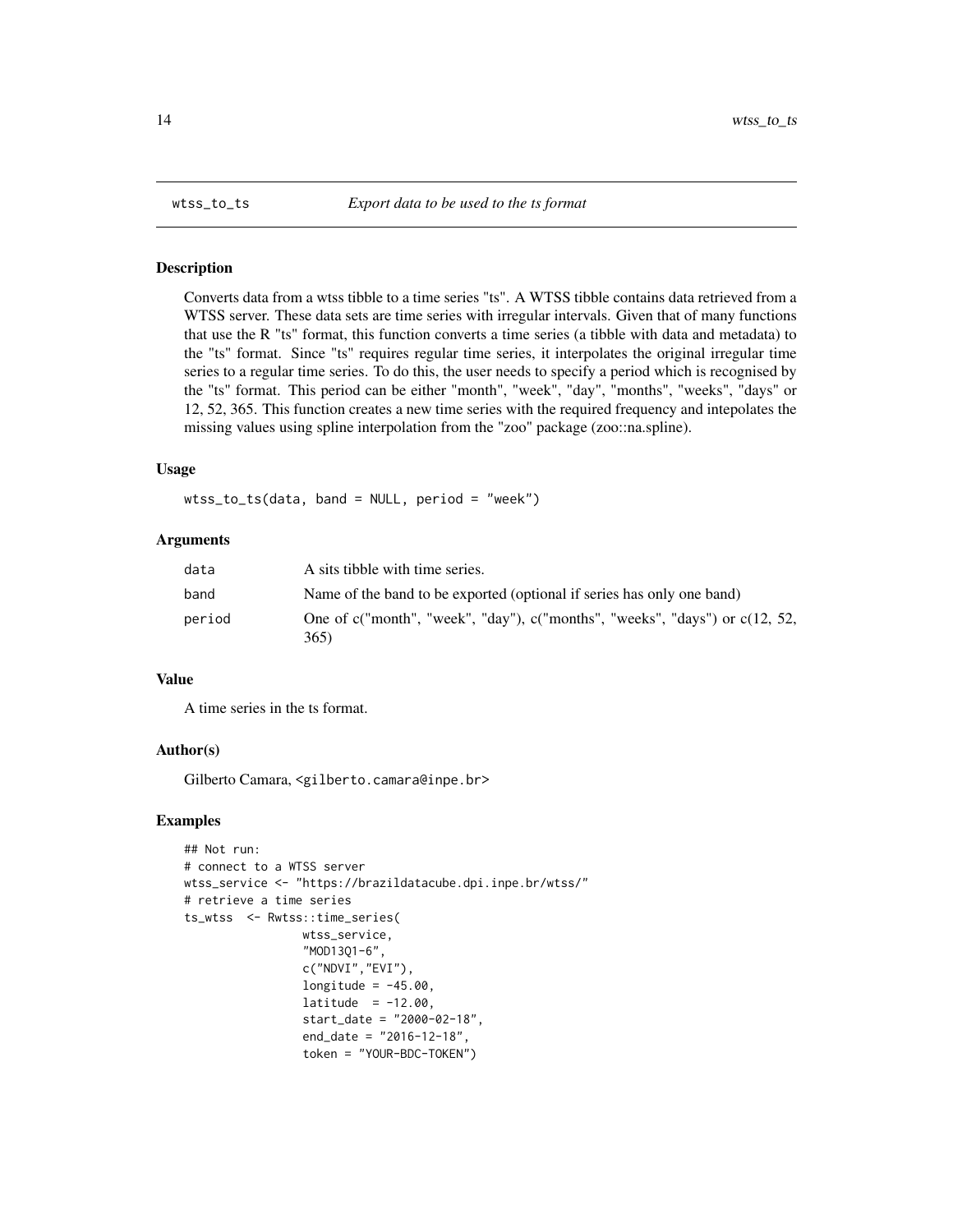# wtss_to_ts — *Export data to be used to the ts format*

## Description

Converts data from a wtss tibble to a time series "ts". A WTSS tibble contains data retrieved from a WTSS server. These data sets are time series with irregular intervals. Given that of many functions that use the R "ts" format, this function converts a time series (a tibble with data and metadata) to the "ts" format. Since "ts" requires regular time series, it interpolates the original irregular time series to a regular time series. To do this, the user needs to specify a period which is recognised by the "ts" format. This period can be either "month", "week", "day", "months", "weeks", "days" or 12, 52, 365. This function creates a new time series with the required frequency and intepolates the missing values using spline interpolation from the "zoo" package (zoo::na.spline).

## Usage

```
wtss_to_ts(data, band = NULL, period = "week")
```

## Arguments

| | |
|---|---|
| `data` | A sits tibble with time series. |
| `band` | Name of the band to be exported (optional if series has only one band) |
| `period` | One of c("month", "week", "day"), c("months", "weeks", "days") or c(12, 52, 365) |

## Value

A time series in the ts format.

## Author(s)

Gilberto Camara, <gilberto.camara@inpe.br>

## Examples

```
## Not run:
# connect to a WTSS server
wtss_service <- "https://brazildatacube.dpi.inpe.br/wtss/"
# retrieve a time series
ts_wtss  <- Rwtss::time_series(
                 wtss_service,
                 "MOD13Q1-6",
                 c("NDVI","EVI"),
                 longitude = -45.00,
                 latitude  = -12.00,
                 start_date = "2000-02-18",
                 end_date = "2016-12-18",
                 token = "YOUR-BDC-TOKEN")
```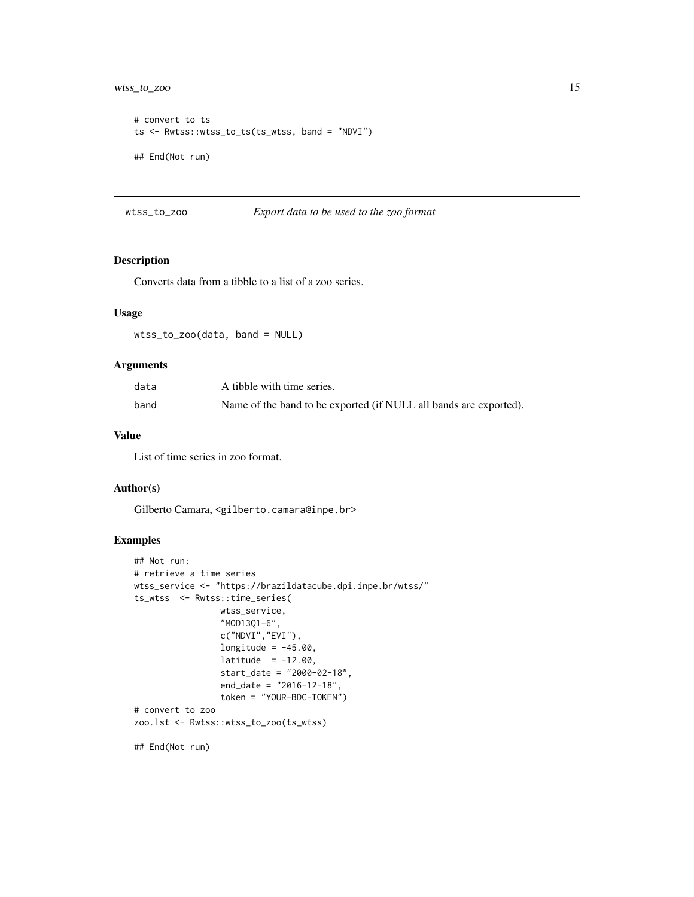```
# convert to ts
ts <- Rwtss::wtss_to_ts(ts_wtss, band = "NDVI")

## End(Not run)
```

## wtss_to_zoo *Export data to be used to the zoo format*

### Description

Converts data from a tibble to a list of a zoo series.

### Usage

```
wtss_to_zoo(data, band = NULL)
```

### Arguments

| | |
|---|---|
| data | A tibble with time series. |
| band | Name of the band to be exported (if NULL all bands are exported). |

### Value

List of time series in zoo format.

### Author(s)

Gilberto Camara, <gilberto.camara@inpe.br>

### Examples

```
## Not run:
# retrieve a time series
wtss_service <- "https://brazildatacube.dpi.inpe.br/wtss/"
ts_wtss  <- Rwtss::time_series(
                wtss_service,
                "MOD13Q1-6",
                c("NDVI","EVI"),
                longitude = -45.00,
                latitude  = -12.00,
                start_date = "2000-02-18",
                end_date = "2016-12-18",
                token = "YOUR-BDC-TOKEN")
# convert to zoo
zoo.lst <- Rwtss::wtss_to_zoo(ts_wtss)

## End(Not run)
```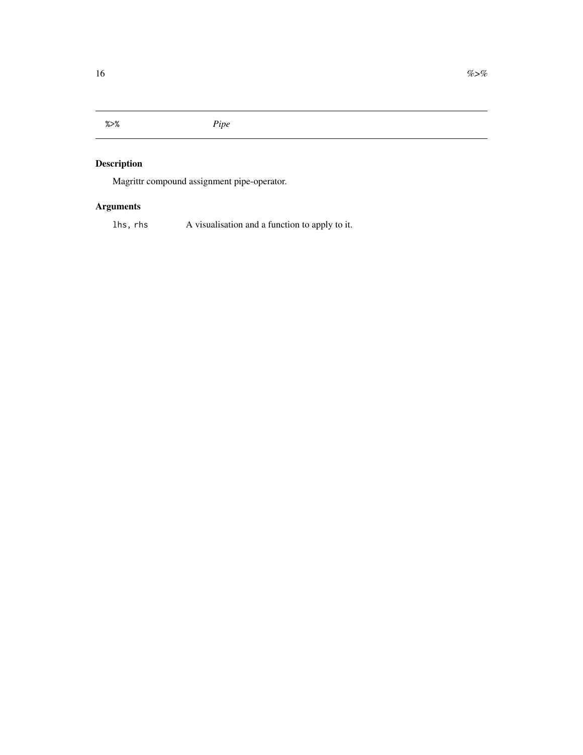| `%>%` | *Pipe* |
| --- | --- |

## Description

Magrittr compound assignment pipe-operator.

## Arguments

| | |
| --- | --- |
| `lhs, rhs` | A visualisation and a function to apply to it. |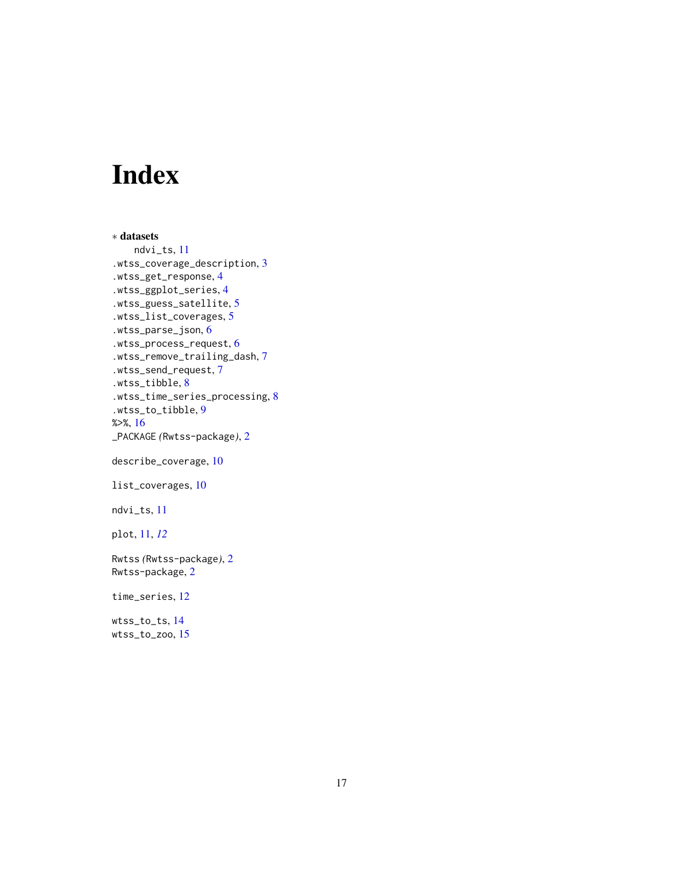# Index

∗ **datasets**
    ndvi_ts, 11
.wtss_coverage_description, 3
.wtss_get_response, 4
.wtss_ggplot_series, 4
.wtss_guess_satellite, 5
.wtss_list_coverages, 5
.wtss_parse_json, 6
.wtss_process_request, 6
.wtss_remove_trailing_dash, 7
.wtss_send_request, 7
.wtss_tibble, 8
.wtss_time_series_processing, 8
.wtss_to_tibble, 9
%>%, 16
_PACKAGE (Rwtss-package), 2

describe_coverage, 10

list_coverages, 10

ndvi_ts, 11

plot, 11, *12*

Rwtss (Rwtss-package), 2
Rwtss-package, 2

time_series, 12

wtss_to_ts, 14
wtss_to_zoo, 15